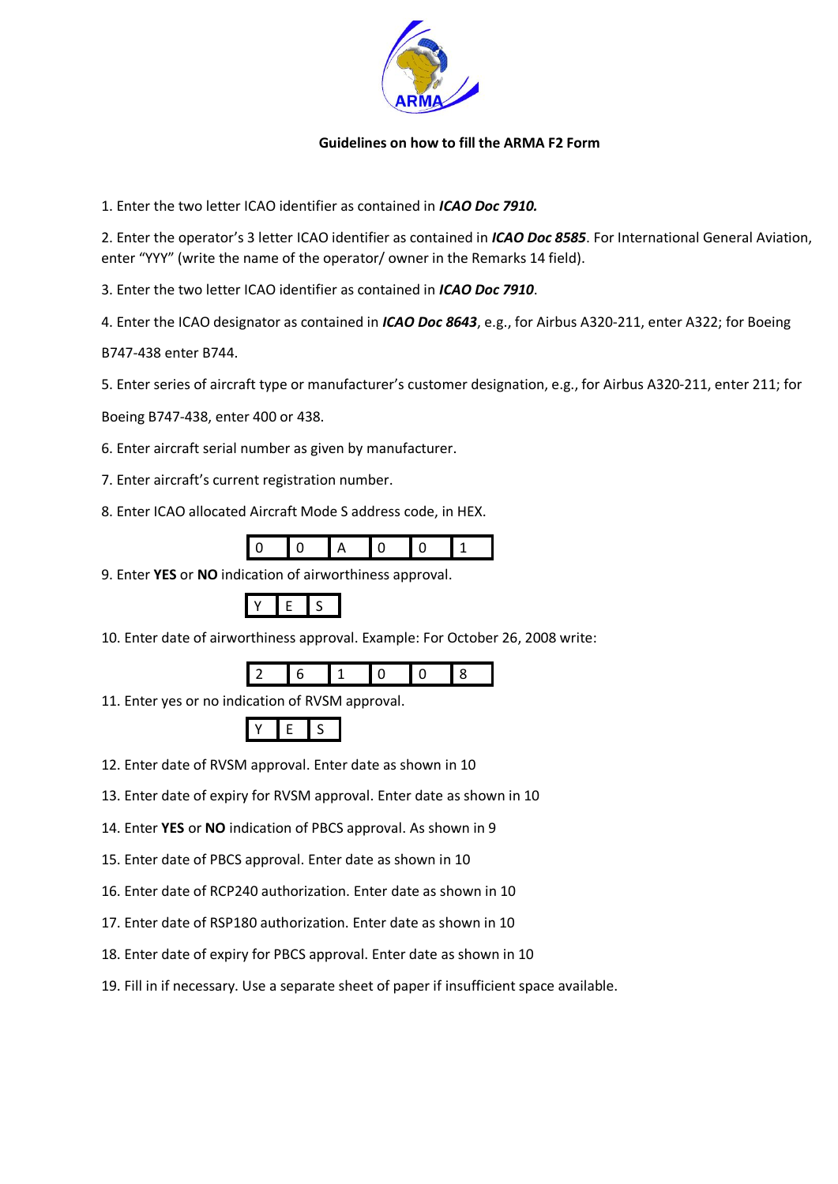**Guidelines on how to fill the ARMA F2 Form**

1. Enter the two letter ICAO identifier as contained in ***ICAO Doc 7910.***

2. Enter the operator's 3 letter ICAO identifier as contained in ***ICAO Doc 8585***. For International General Aviation, enter "YYY" (write the name of the operator/ owner in the Remarks 14 field).

3. Enter the two letter ICAO identifier as contained in ***ICAO Doc 7910***.

4. Enter the ICAO designator as contained in ***ICAO Doc 8643***, e.g., for Airbus A320-211, enter A322; for Boeing B747-438 enter B744.

5. Enter series of aircraft type or manufacturer's customer designation, e.g., for Airbus A320-211, enter 211; for Boeing B747-438, enter 400 or 438.

6. Enter aircraft serial number as given by manufacturer.

7. Enter aircraft's current registration number.

8. Enter ICAO allocated Aircraft Mode S address code, in HEX.

| 0 | 0 | A | 0 | 0 | 1 |
|---|---|---|---|---|---|

9. Enter **YES** or **NO** indication of airworthiness approval.

| Y | E | S |
|---|---|---|

10. Enter date of airworthiness approval. Example: For October 26, 2008 write:

| 2 | 6 | 1 | 0 | 0 | 8 |
|---|---|---|---|---|---|

11. Enter yes or no indication of RVSM approval.

| Y | E | S |
|---|---|---|

12. Enter date of RVSM approval. Enter date as shown in 10

13. Enter date of expiry for RVSM approval. Enter date as shown in 10

14. Enter **YES** or **NO** indication of PBCS approval. As shown in 9

15. Enter date of PBCS approval. Enter date as shown in 10

16. Enter date of RCP240 authorization. Enter date as shown in 10

17. Enter date of RSP180 authorization. Enter date as shown in 10

18. Enter date of expiry for PBCS approval. Enter date as shown in 10

19. Fill in if necessary. Use a separate sheet of paper if insufficient space available.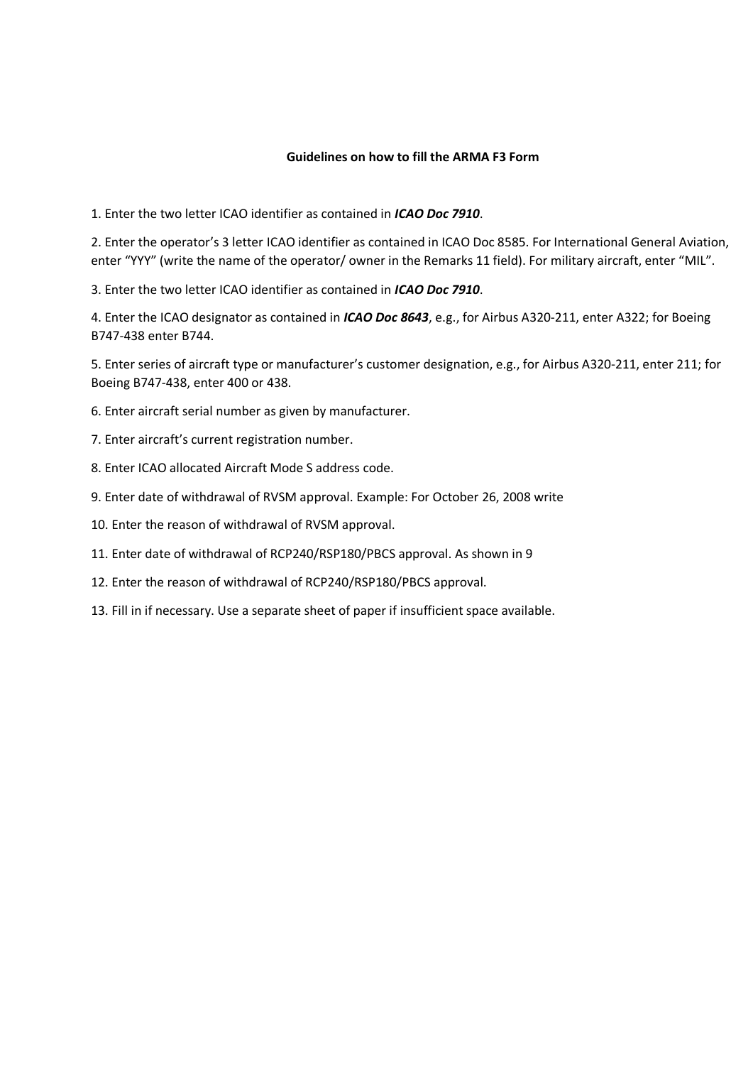**Guidelines on how to fill the ARMA F3 Form**

1. Enter the two letter ICAO identifier as contained in ***ICAO Doc 7910***.

2. Enter the operator's 3 letter ICAO identifier as contained in ICAO Doc 8585. For International General Aviation, enter "YYY" (write the name of the operator/ owner in the Remarks 11 field). For military aircraft, enter "MIL".

3. Enter the two letter ICAO identifier as contained in ***ICAO Doc 7910***.

4. Enter the ICAO designator as contained in ***ICAO Doc 8643***, e.g., for Airbus A320-211, enter A322; for Boeing B747-438 enter B744.

5. Enter series of aircraft type or manufacturer's customer designation, e.g., for Airbus A320-211, enter 211; for Boeing B747-438, enter 400 or 438.

6. Enter aircraft serial number as given by manufacturer.

7. Enter aircraft's current registration number.

8. Enter ICAO allocated Aircraft Mode S address code.

9. Enter date of withdrawal of RVSM approval. Example: For October 26, 2008 write

10. Enter the reason of withdrawal of RVSM approval.

11. Enter date of withdrawal of RCP240/RSP180/PBCS approval. As shown in 9

12. Enter the reason of withdrawal of RCP240/RSP180/PBCS approval.

13. Fill in if necessary. Use a separate sheet of paper if insufficient space available.